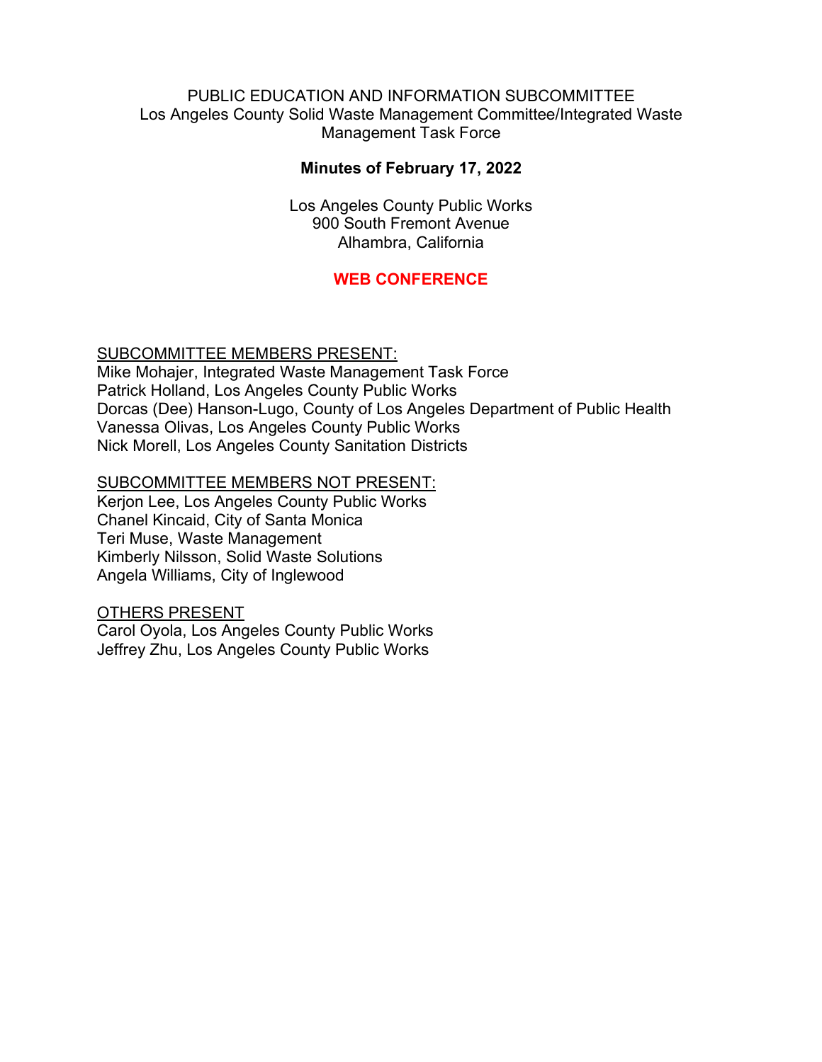PUBLIC EDUCATION AND INFORMATION SUBCOMMITTEE
Los Angeles County Solid Waste Management Committee/Integrated Waste Management Task Force

**Minutes of February 17, 2022**

Los Angeles County Public Works
900 South Fremont Avenue
Alhambra, California

**WEB CONFERENCE**

SUBCOMMITTEE MEMBERS PRESENT:
Mike Mohajer, Integrated Waste Management Task Force
Patrick Holland, Los Angeles County Public Works
Dorcas (Dee) Hanson-Lugo, County of Los Angeles Department of Public Health
Vanessa Olivas, Los Angeles County Public Works
Nick Morell, Los Angeles County Sanitation Districts

SUBCOMMITTEE MEMBERS NOT PRESENT:
Kerjon Lee, Los Angeles County Public Works
Chanel Kincaid, City of Santa Monica
Teri Muse, Waste Management
Kimberly Nilsson, Solid Waste Solutions
Angela Williams, City of Inglewood

OTHERS PRESENT
Carol Oyola, Los Angeles County Public Works
Jeffrey Zhu, Los Angeles County Public Works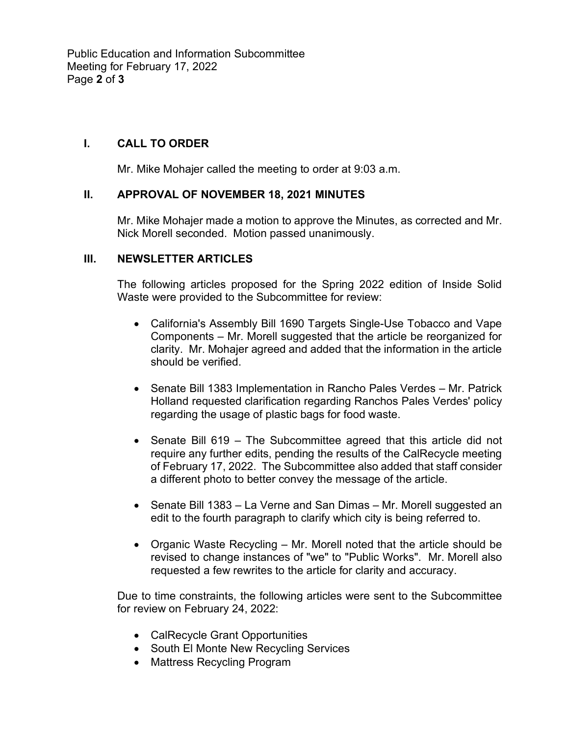## I. CALL TO ORDER

Mr. Mike Mohajer called the meeting to order at 9:03 a.m.

## II. APPROVAL OF NOVEMBER 18, 2021 MINUTES

Mr. Mike Mohajer made a motion to approve the Minutes, as corrected and Mr. Nick Morell seconded. Motion passed unanimously.

## III. NEWSLETTER ARTICLES

The following articles proposed for the Spring 2022 edition of Inside Solid Waste were provided to the Subcommittee for review:

- California's Assembly Bill 1690 Targets Single-Use Tobacco and Vape Components – Mr. Morell suggested that the article be reorganized for clarity. Mr. Mohajer agreed and added that the information in the article should be verified.
- Senate Bill 1383 Implementation in Rancho Pales Verdes – Mr. Patrick Holland requested clarification regarding Ranchos Pales Verdes' policy regarding the usage of plastic bags for food waste.
- Senate Bill 619 – The Subcommittee agreed that this article did not require any further edits, pending the results of the CalRecycle meeting of February 17, 2022. The Subcommittee also added that staff consider a different photo to better convey the message of the article.
- Senate Bill 1383 – La Verne and San Dimas – Mr. Morell suggested an edit to the fourth paragraph to clarify which city is being referred to.
- Organic Waste Recycling – Mr. Morell noted that the article should be revised to change instances of "we" to "Public Works". Mr. Morell also requested a few rewrites to the article for clarity and accuracy.

Due to time constraints, the following articles were sent to the Subcommittee for review on February 24, 2022:

- CalRecycle Grant Opportunities
- South El Monte New Recycling Services
- Mattress Recycling Program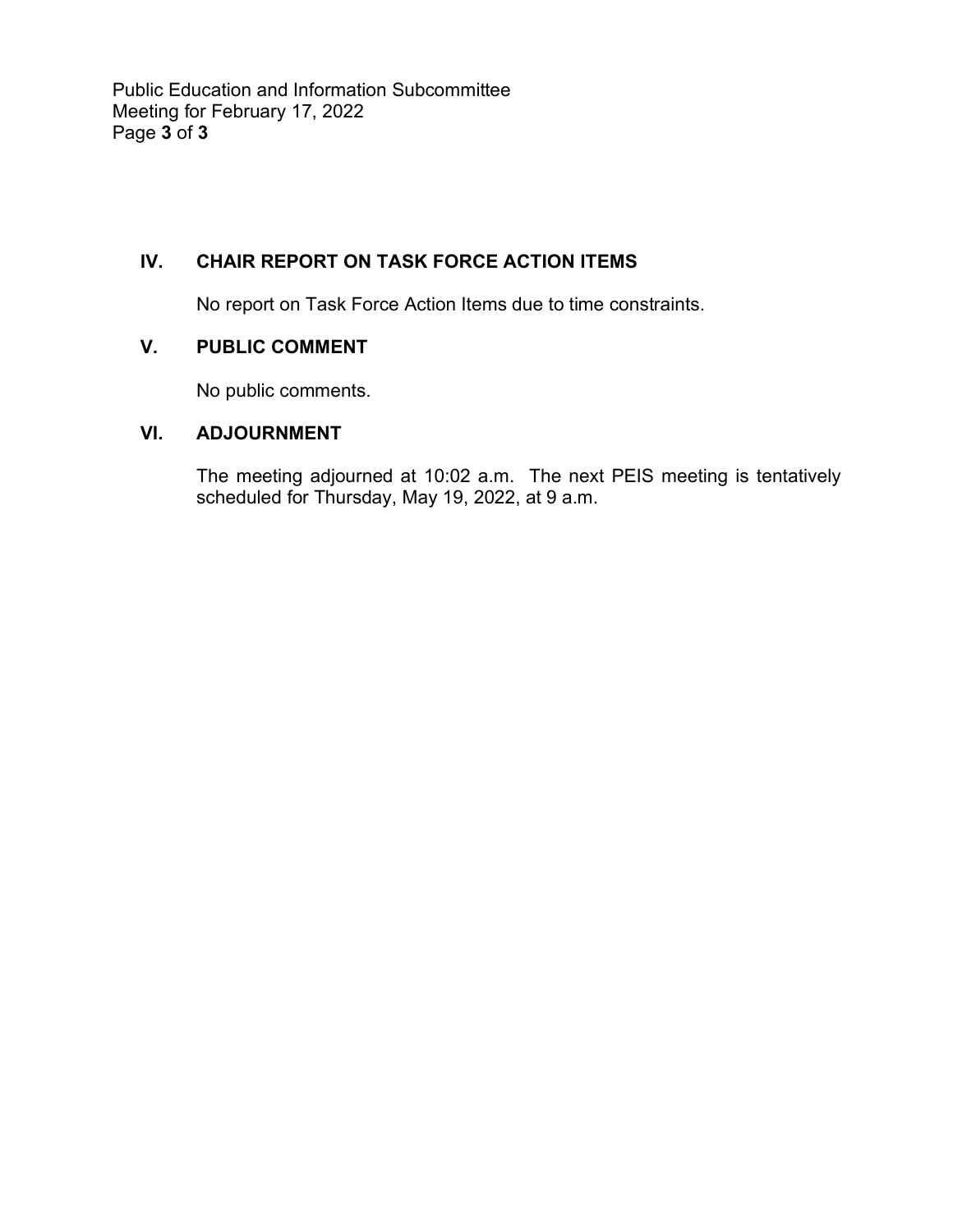## IV. CHAIR REPORT ON TASK FORCE ACTION ITEMS

No report on Task Force Action Items due to time constraints.

## V. PUBLIC COMMENT

No public comments.

## VI. ADJOURNMENT

The meeting adjourned at 10:02 a.m. The next PEIS meeting is tentatively scheduled for Thursday, May 19, 2022, at 9 a.m.